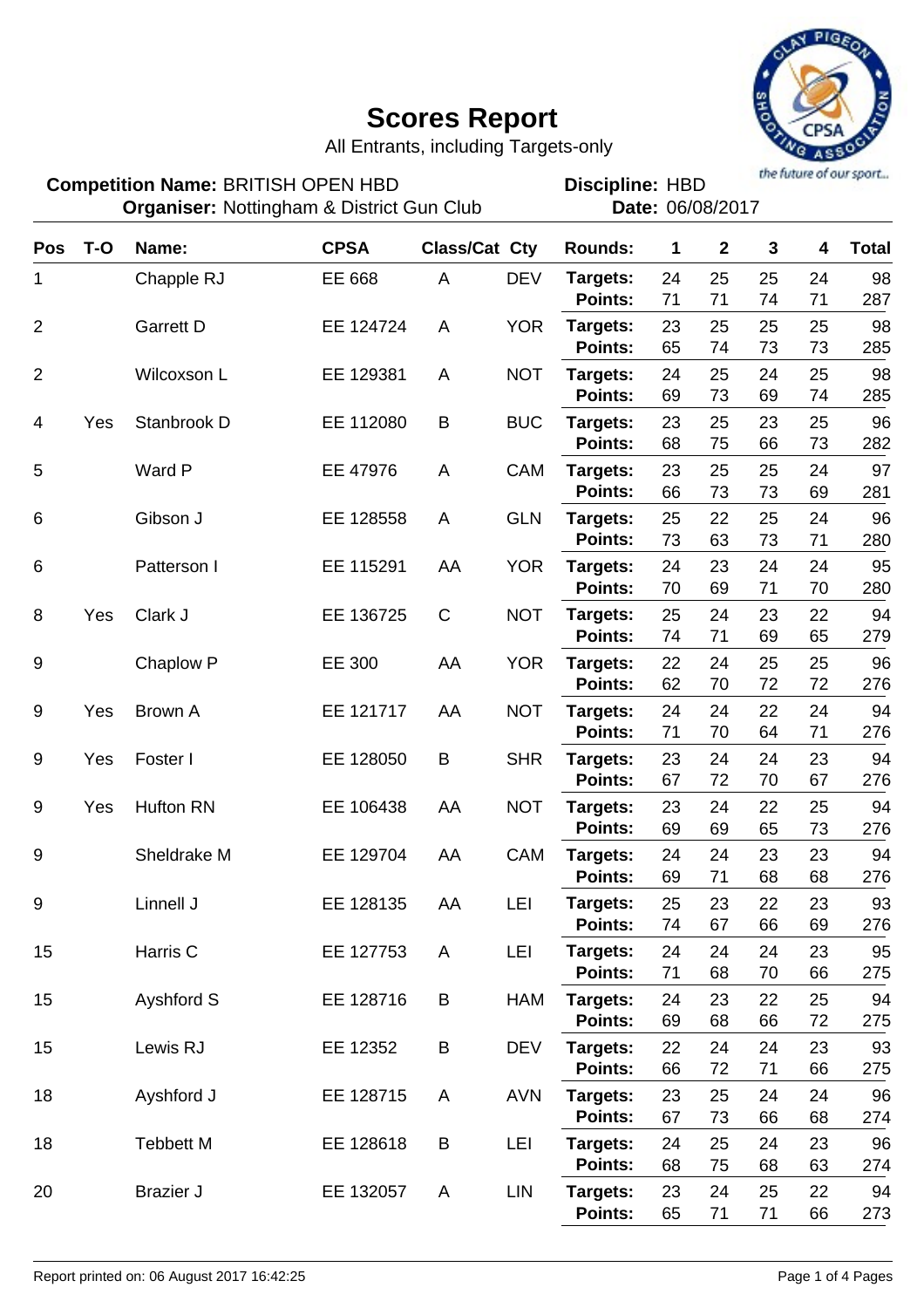# Scores Report

All Entrants, including Targets-only

**Competition Name:** BRITISH OPEN HBD
**Organiser:** Nottingham & District Gun Club

**Discipline:** HBD
**Date:** 06/08/2017

the future of our sport...

| Pos | T-O | Name: | CPSA | Class/Cat | Cty | Rounds: | 1 | 2 | 3 | 4 | Total |
|---|---|---|---|---|---|---|---|---|---|---|---|
| 1 | | Chapple RJ | EE 668 | A | DEV | **Targets:** | 24 | 25 | 25 | 24 | 98 |
| | | | | | | **Points:** | 71 | 71 | 74 | 71 | 287 |
| 2 | | Garrett D | EE 124724 | A | YOR | **Targets:** | 23 | 25 | 25 | 25 | 98 |
| | | | | | | **Points:** | 65 | 74 | 73 | 73 | 285 |
| 2 | | Wilcoxson L | EE 129381 | A | NOT | **Targets:** | 24 | 25 | 24 | 25 | 98 |
| | | | | | | **Points:** | 69 | 73 | 69 | 74 | 285 |
| 4 | Yes | Stanbrook D | EE 112080 | B | BUC | **Targets:** | 23 | 25 | 23 | 25 | 96 |
| | | | | | | **Points:** | 68 | 75 | 66 | 73 | 282 |
| 5 | | Ward P | EE 47976 | A | CAM | **Targets:** | 23 | 25 | 25 | 24 | 97 |
| | | | | | | **Points:** | 66 | 73 | 73 | 69 | 281 |
| 6 | | Gibson J | EE 128558 | A | GLN | **Targets:** | 25 | 22 | 25 | 24 | 96 |
| | | | | | | **Points:** | 73 | 63 | 73 | 71 | 280 |
| 6 | | Patterson I | EE 115291 | AA | YOR | **Targets:** | 24 | 23 | 24 | 24 | 95 |
| | | | | | | **Points:** | 70 | 69 | 71 | 70 | 280 |
| 8 | Yes | Clark J | EE 136725 | C | NOT | **Targets:** | 25 | 24 | 23 | 22 | 94 |
| | | | | | | **Points:** | 74 | 71 | 69 | 65 | 279 |
| 9 | | Chaplow P | EE 300 | AA | YOR | **Targets:** | 22 | 24 | 25 | 25 | 96 |
| | | | | | | **Points:** | 62 | 70 | 72 | 72 | 276 |
| 9 | Yes | Brown A | EE 121717 | AA | NOT | **Targets:** | 24 | 24 | 22 | 24 | 94 |
| | | | | | | **Points:** | 71 | 70 | 64 | 71 | 276 |
| 9 | Yes | Foster I | EE 128050 | B | SHR | **Targets:** | 23 | 24 | 24 | 23 | 94 |
| | | | | | | **Points:** | 67 | 72 | 70 | 67 | 276 |
| 9 | Yes | Hufton RN | EE 106438 | AA | NOT | **Targets:** | 23 | 24 | 22 | 25 | 94 |
| | | | | | | **Points:** | 69 | 69 | 65 | 73 | 276 |
| 9 | | Sheldrake M | EE 129704 | AA | CAM | **Targets:** | 24 | 24 | 23 | 23 | 94 |
| | | | | | | **Points:** | 69 | 71 | 68 | 68 | 276 |
| 9 | | Linnell J | EE 128135 | AA | LEI | **Targets:** | 25 | 23 | 22 | 23 | 93 |
| | | | | | | **Points:** | 74 | 67 | 66 | 69 | 276 |
| 15 | | Harris C | EE 127753 | A | LEI | **Targets:** | 24 | 24 | 24 | 23 | 95 |
| | | | | | | **Points:** | 71 | 68 | 70 | 66 | 275 |
| 15 | | Ayshford S | EE 128716 | B | HAM | **Targets:** | 24 | 23 | 22 | 25 | 94 |
| | | | | | | **Points:** | 69 | 68 | 66 | 72 | 275 |
| 15 | | Lewis RJ | EE 12352 | B | DEV | **Targets:** | 22 | 24 | 24 | 23 | 93 |
| | | | | | | **Points:** | 66 | 72 | 71 | 66 | 275 |
| 18 | | Ayshford J | EE 128715 | A | AVN | **Targets:** | 23 | 25 | 24 | 24 | 96 |
| | | | | | | **Points:** | 67 | 73 | 66 | 68 | 274 |
| 18 | | Tebbett M | EE 128618 | B | LEI | **Targets:** | 24 | 25 | 24 | 23 | 96 |
| | | | | | | **Points:** | 68 | 75 | 68 | 63 | 274 |
| 20 | | Brazier J | EE 132057 | A | LIN | **Targets:** | 23 | 24 | 25 | 22 | 94 |
| | | | | | | **Points:** | 65 | 71 | 71 | 66 | 273 |

Report printed on: 06 August 2017 16:42:25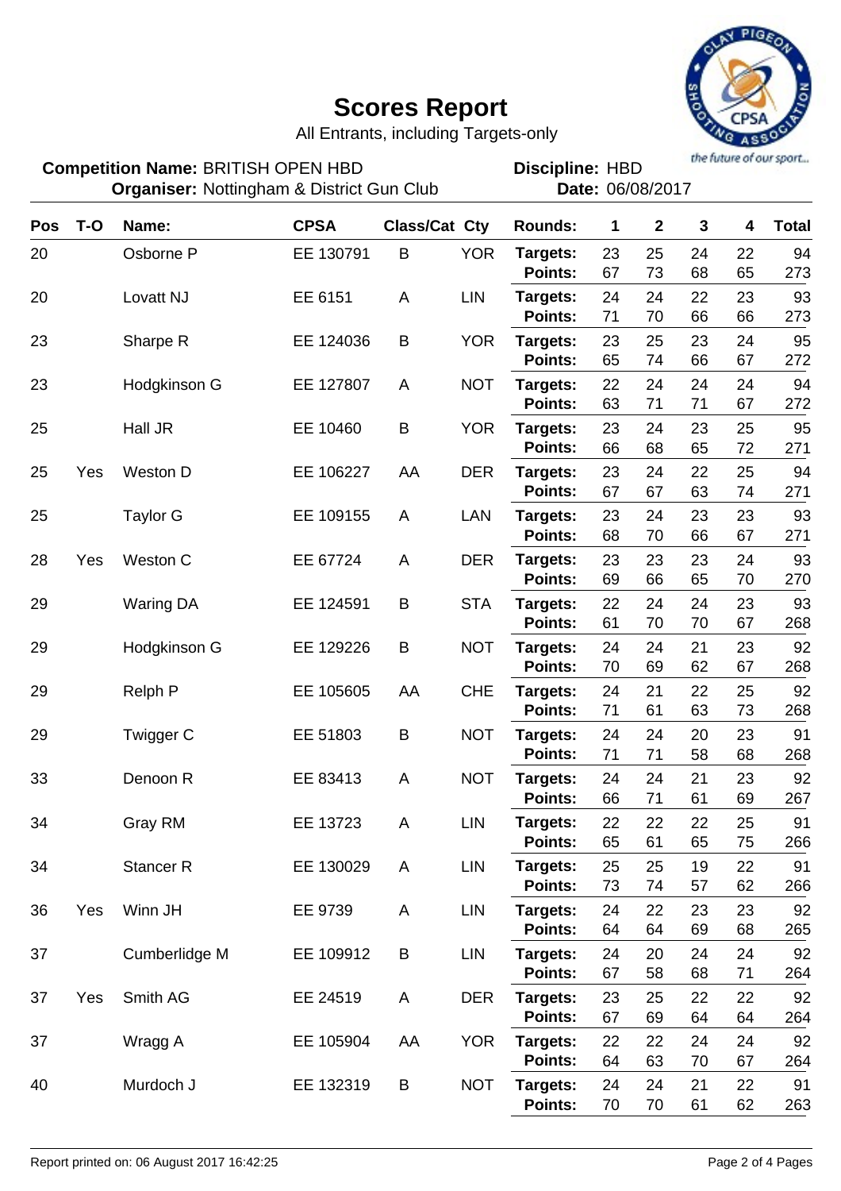# Scores Report

All Entrants, including Targets-only

**Competition Name:** BRITISH OPEN HBD
**Organiser:** Nottingham & District Gun Club

**Discipline:** HBD
**Date:** 06/08/2017

the future of our sport...

| Pos | T-O | Name: | CPSA | Class/Cat | Cty | Rounds: | 1 | 2 | 3 | 4 | Total |
|---|---|---|---|---|---|---|---|---|---|---|---|
| 20 | | Osborne P | EE 130791 | B | YOR | Targets: | 23 | 25 | 24 | 22 | 94 |
| | | | | | | Points: | 67 | 73 | 68 | 65 | 273 |
| 20 | | Lovatt NJ | EE 6151 | A | LIN | Targets: | 24 | 24 | 22 | 23 | 93 |
| | | | | | | Points: | 71 | 70 | 66 | 66 | 273 |
| 23 | | Sharpe R | EE 124036 | B | YOR | Targets: | 23 | 25 | 23 | 24 | 95 |
| | | | | | | Points: | 65 | 74 | 66 | 67 | 272 |
| 23 | | Hodgkinson G | EE 127807 | A | NOT | Targets: | 22 | 24 | 24 | 24 | 94 |
| | | | | | | Points: | 63 | 71 | 71 | 67 | 272 |
| 25 | | Hall JR | EE 10460 | B | YOR | Targets: | 23 | 24 | 23 | 25 | 95 |
| | | | | | | Points: | 66 | 68 | 65 | 72 | 271 |
| 25 | Yes | Weston D | EE 106227 | AA | DER | Targets: | 23 | 24 | 22 | 25 | 94 |
| | | | | | | Points: | 67 | 67 | 63 | 74 | 271 |
| 25 | | Taylor G | EE 109155 | A | LAN | Targets: | 23 | 24 | 23 | 23 | 93 |
| | | | | | | Points: | 68 | 70 | 66 | 67 | 271 |
| 28 | Yes | Weston C | EE 67724 | A | DER | Targets: | 23 | 23 | 23 | 24 | 93 |
| | | | | | | Points: | 69 | 66 | 65 | 70 | 270 |
| 29 | | Waring DA | EE 124591 | B | STA | Targets: | 22 | 24 | 24 | 23 | 93 |
| | | | | | | Points: | 61 | 70 | 70 | 67 | 268 |
| 29 | | Hodgkinson G | EE 129226 | B | NOT | Targets: | 24 | 24 | 21 | 23 | 92 |
| | | | | | | Points: | 70 | 69 | 62 | 67 | 268 |
| 29 | | Relph P | EE 105605 | AA | CHE | Targets: | 24 | 21 | 22 | 25 | 92 |
| | | | | | | Points: | 71 | 61 | 63 | 73 | 268 |
| 29 | | Twigger C | EE 51803 | B | NOT | Targets: | 24 | 24 | 20 | 23 | 91 |
| | | | | | | Points: | 71 | 71 | 58 | 68 | 268 |
| 33 | | Denoon R | EE 83413 | A | NOT | Targets: | 24 | 24 | 21 | 23 | 92 |
| | | | | | | Points: | 66 | 71 | 61 | 69 | 267 |
| 34 | | Gray RM | EE 13723 | A | LIN | Targets: | 22 | 22 | 22 | 25 | 91 |
| | | | | | | Points: | 65 | 61 | 65 | 75 | 266 |
| 34 | | Stancer R | EE 130029 | A | LIN | Targets: | 25 | 25 | 19 | 22 | 91 |
| | | | | | | Points: | 73 | 74 | 57 | 62 | 266 |
| 36 | Yes | Winn JH | EE 9739 | A | LIN | Targets: | 24 | 22 | 23 | 23 | 92 |
| | | | | | | Points: | 64 | 64 | 69 | 68 | 265 |
| 37 | | Cumberlidge M | EE 109912 | B | LIN | Targets: | 24 | 20 | 24 | 24 | 92 |
| | | | | | | Points: | 67 | 58 | 68 | 71 | 264 |
| 37 | Yes | Smith AG | EE 24519 | A | DER | Targets: | 23 | 25 | 22 | 22 | 92 |
| | | | | | | Points: | 67 | 69 | 64 | 64 | 264 |
| 37 | | Wragg A | EE 105904 | AA | YOR | Targets: | 22 | 22 | 24 | 24 | 92 |
| | | | | | | Points: | 64 | 63 | 70 | 67 | 264 |
| 40 | | Murdoch J | EE 132319 | B | NOT | Targets: | 24 | 24 | 21 | 22 | 91 |
| | | | | | | Points: | 70 | 70 | 61 | 62 | 263 |

Report printed on: 06 August 2017 16:42:25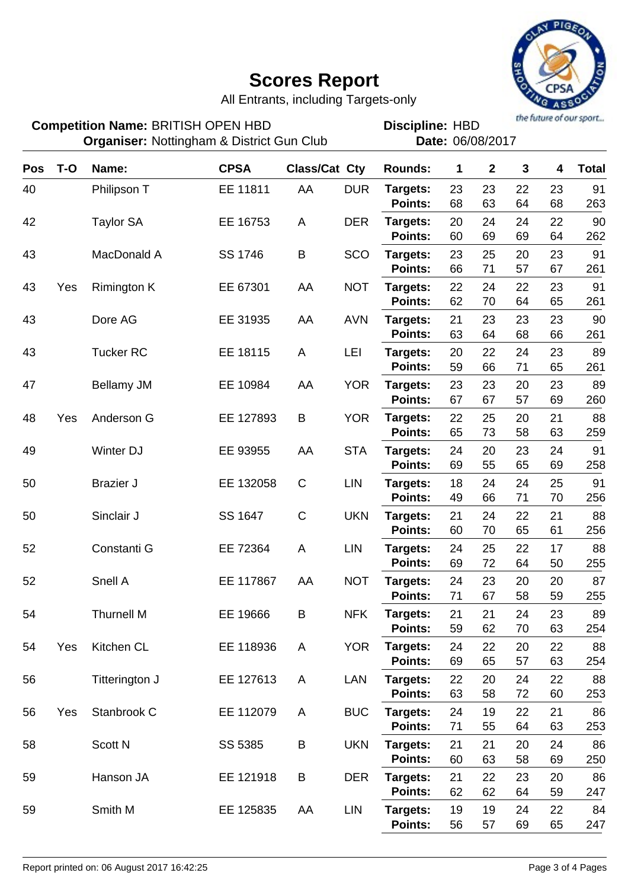# Scores Report

All Entrants, including Targets-only

the future of our sport...

**Competition Name:** BRITISH OPEN HBD
**Organiser:** Nottingham & District Gun Club

**Discipline:** HBD
**Date:** 06/08/2017

| Pos | T-O | Name: | CPSA | Class/Cat | Cty | Rounds: | 1 | 2 | 3 | 4 | Total |
|---|---|---|---|---|---|---|---|---|---|---|---|
| 40 | | Philipson T | EE 11811 | AA | DUR | Targets: | 23 | 23 | 22 | 23 | 91 |
| | | | | | | Points: | 68 | 63 | 64 | 68 | 263 |
| 42 | | Taylor SA | EE 16753 | A | DER | Targets: | 20 | 24 | 24 | 22 | 90 |
| | | | | | | Points: | 60 | 69 | 69 | 64 | 262 |
| 43 | | MacDonald A | SS 1746 | B | SCO | Targets: | 23 | 25 | 20 | 23 | 91 |
| | | | | | | Points: | 66 | 71 | 57 | 67 | 261 |
| 43 | Yes | Rimington K | EE 67301 | AA | NOT | Targets: | 22 | 24 | 22 | 23 | 91 |
| | | | | | | Points: | 62 | 70 | 64 | 65 | 261 |
| 43 | | Dore AG | EE 31935 | AA | AVN | Targets: | 21 | 23 | 23 | 23 | 90 |
| | | | | | | Points: | 63 | 64 | 68 | 66 | 261 |
| 43 | | Tucker RC | EE 18115 | A | LEI | Targets: | 20 | 22 | 24 | 23 | 89 |
| | | | | | | Points: | 59 | 66 | 71 | 65 | 261 |
| 47 | | Bellamy JM | EE 10984 | AA | YOR | Targets: | 23 | 23 | 20 | 23 | 89 |
| | | | | | | Points: | 67 | 67 | 57 | 69 | 260 |
| 48 | Yes | Anderson G | EE 127893 | B | YOR | Targets: | 22 | 25 | 20 | 21 | 88 |
| | | | | | | Points: | 65 | 73 | 58 | 63 | 259 |
| 49 | | Winter DJ | EE 93955 | AA | STA | Targets: | 24 | 20 | 23 | 24 | 91 |
| | | | | | | Points: | 69 | 55 | 65 | 69 | 258 |
| 50 | | Brazier J | EE 132058 | C | LIN | Targets: | 18 | 24 | 24 | 25 | 91 |
| | | | | | | Points: | 49 | 66 | 71 | 70 | 256 |
| 50 | | Sinclair J | SS 1647 | C | UKN | Targets: | 21 | 24 | 22 | 21 | 88 |
| | | | | | | Points: | 60 | 70 | 65 | 61 | 256 |
| 52 | | Constanti G | EE 72364 | A | LIN | Targets: | 24 | 25 | 22 | 17 | 88 |
| | | | | | | Points: | 69 | 72 | 64 | 50 | 255 |
| 52 | | Snell A | EE 117867 | AA | NOT | Targets: | 24 | 23 | 20 | 20 | 87 |
| | | | | | | Points: | 71 | 67 | 58 | 59 | 255 |
| 54 | | Thurnell M | EE 19666 | B | NFK | Targets: | 21 | 21 | 24 | 23 | 89 |
| | | | | | | Points: | 59 | 62 | 70 | 63 | 254 |
| 54 | Yes | Kitchen CL | EE 118936 | A | YOR | Targets: | 24 | 22 | 20 | 22 | 88 |
| | | | | | | Points: | 69 | 65 | 57 | 63 | 254 |
| 56 | | Titterington J | EE 127613 | A | LAN | Targets: | 22 | 20 | 24 | 22 | 88 |
| | | | | | | Points: | 63 | 58 | 72 | 60 | 253 |
| 56 | Yes | Stanbrook C | EE 112079 | A | BUC | Targets: | 24 | 19 | 22 | 21 | 86 |
| | | | | | | Points: | 71 | 55 | 64 | 63 | 253 |
| 58 | | Scott N | SS 5385 | B | UKN | Targets: | 21 | 21 | 20 | 24 | 86 |
| | | | | | | Points: | 60 | 63 | 58 | 69 | 250 |
| 59 | | Hanson JA | EE 121918 | B | DER | Targets: | 21 | 22 | 23 | 20 | 86 |
| | | | | | | Points: | 62 | 62 | 64 | 59 | 247 |
| 59 | | Smith M | EE 125835 | AA | LIN | Targets: | 19 | 19 | 24 | 22 | 84 |
| | | | | | | Points: | 56 | 57 | 69 | 65 | 247 |

Report printed on: 06 August 2017 16:42:25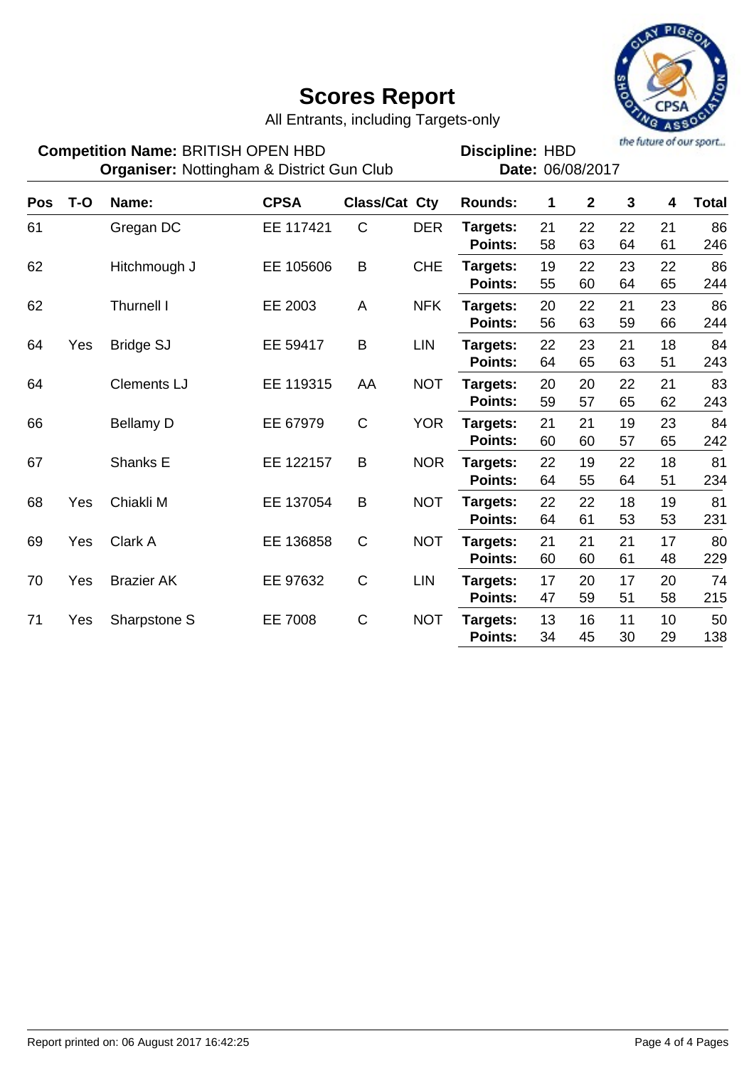# Scores Report

All Entrants, including Targets-only

**Competition Name:** BRITISH OPEN HBD
**Organiser:** Nottingham & District Gun Club

**Discipline:** HBD
**Date:** 06/08/2017

| Pos | T-O | Name: | CPSA | Class/Cat | Cty | Rounds: | 1 | 2 | 3 | 4 | Total |
|---|---|---|---|---|---|---|---|---|---|---|---|
| 61 | | Gregan DC | EE 117421 | C | DER | **Targets:** | 21 | 22 | 22 | 21 | 86 |
| | | | | | | **Points:** | 58 | 63 | 64 | 61 | 246 |
| 62 | | Hitchmough J | EE 105606 | B | CHE | **Targets:** | 19 | 22 | 23 | 22 | 86 |
| | | | | | | **Points:** | 55 | 60 | 64 | 65 | 244 |
| 62 | | Thurnell I | EE 2003 | A | NFK | **Targets:** | 20 | 22 | 21 | 23 | 86 |
| | | | | | | **Points:** | 56 | 63 | 59 | 66 | 244 |
| 64 | Yes | Bridge SJ | EE 59417 | B | LIN | **Targets:** | 22 | 23 | 21 | 18 | 84 |
| | | | | | | **Points:** | 64 | 65 | 63 | 51 | 243 |
| 64 | | Clements LJ | EE 119315 | AA | NOT | **Targets:** | 20 | 20 | 22 | 21 | 83 |
| | | | | | | **Points:** | 59 | 57 | 65 | 62 | 243 |
| 66 | | Bellamy D | EE 67979 | C | YOR | **Targets:** | 21 | 21 | 19 | 23 | 84 |
| | | | | | | **Points:** | 60 | 60 | 57 | 65 | 242 |
| 67 | | Shanks E | EE 122157 | B | NOR | **Targets:** | 22 | 19 | 22 | 18 | 81 |
| | | | | | | **Points:** | 64 | 55 | 64 | 51 | 234 |
| 68 | Yes | Chiakli M | EE 137054 | B | NOT | **Targets:** | 22 | 22 | 18 | 19 | 81 |
| | | | | | | **Points:** | 64 | 61 | 53 | 53 | 231 |
| 69 | Yes | Clark A | EE 136858 | C | NOT | **Targets:** | 21 | 21 | 21 | 17 | 80 |
| | | | | | | **Points:** | 60 | 60 | 61 | 48 | 229 |
| 70 | Yes | Brazier AK | EE 97632 | C | LIN | **Targets:** | 17 | 20 | 17 | 20 | 74 |
| | | | | | | **Points:** | 47 | 59 | 51 | 58 | 215 |
| 71 | Yes | Sharpstone S | EE 7008 | C | NOT | **Targets:** | 13 | 16 | 11 | 10 | 50 |
| | | | | | | **Points:** | 34 | 45 | 30 | 29 | 138 |

Report printed on: 06 August 2017 16:42:25